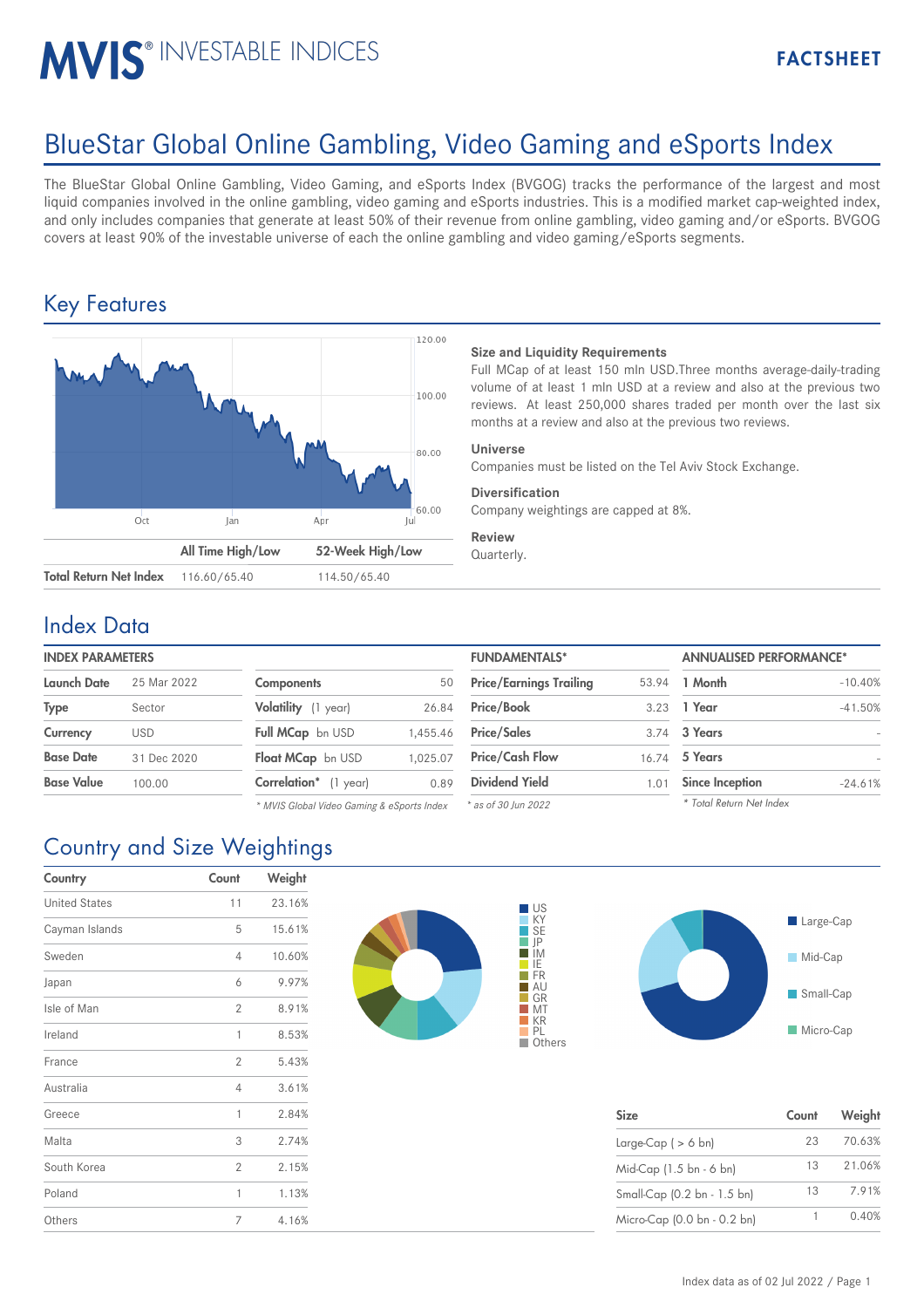# MVIS® INVESTABLE INDICES

FACTSHEET

## BlueStar Global Online Gambling, Video Gaming and eSports Index

The BlueStar Global Online Gambling, Video Gaming, and eSports Index (BVGOG) tracks the performance of the largest and most liquid companies involved in the online gambling, video gaming and eSports industries. This is a modified market cap-weighted index, and only includes companies that generate at least 50% of their revenue from online gambling, video gaming and/or eSports. BVGOG covers at least 90% of the investable universe of each the online gambling and video gaming/eSports segments.

## Key Features

| | All Time High/Low | 52-Week High/Low |
|---|---|---|
| Total Return Net Index | 116.60/65.40 | 114.50/65.40 |

**Size and Liquidity Requirements**

Full MCap of at least 150 mln USD.Three months average-daily-trading volume of at least 1 mln USD at a review and also at the previous two reviews. At least 250,000 shares traded per month over the last six months at a review and also at the previous two reviews.

**Universe**

Companies must be listed on the Tel Aviv Stock Exchange.

**Diversification**

Company weightings are capped at 8%.

**Review**

Quarterly.

## Index Data

**INDEX PARAMETERS**

| | |
|---|---|
| Launch Date | 25 Mar 2022 |
| Type | Sector |
| Currency | USD |
| Base Date | 31 Dec 2020 |
| Base Value | 100.00 |

| | |
|---|---|
| Components | 50 |
| Volatility (1 year) | 26.84 |
| Full MCap bn USD | 1,455.46 |
| Float MCap bn USD | 1,025.07 |
| Correlation* (1 year) | 0.89 |

*\* MVIS Global Video Gaming & eSports Index*

**FUNDAMENTALS***

| | |
|---|---|
| Price/Earnings Trailing | 53.94 |
| Price/Book | 3.23 |
| Price/Sales | 3.74 |
| Price/Cash Flow | 16.74 |
| Dividend Yield | 1.01 |

*\* as of 30 Jun 2022*

**ANNUALISED PERFORMANCE***

| | |
|---|---|
| 1 Month | -10.40% |
| 1 Year | -41.50% |
| 3 Years | - |
| 5 Years | - |
| Since Inception | -24.61% |

*\* Total Return Net Index*

## Country and Size Weightings

| Country | Count | Weight |
|---|---|---|
| United States | 11 | 23.16% |
| Cayman Islands | 5 | 15.61% |
| Sweden | 4 | 10.60% |
| Japan | 6 | 9.97% |
| Isle of Man | 2 | 8.91% |
| Ireland | 1 | 8.53% |
| France | 2 | 5.43% |
| Australia | 4 | 3.61% |
| Greece | 1 | 2.84% |
| Malta | 3 | 2.74% |
| South Korea | 2 | 2.15% |
| Poland | 1 | 1.13% |
| Others | 7 | 4.16% |

| Size | Count | Weight |
|---|---|---|
| Large-Cap ( > 6 bn) | 23 | 70.63% |
| Mid-Cap (1.5 bn - 6 bn) | 13 | 21.06% |
| Small-Cap (0.2 bn - 1.5 bn) | 13 | 7.91% |
| Micro-Cap (0.0 bn - 0.2 bn) | 1 | 0.40% |

Index data as of 02 Jul 2022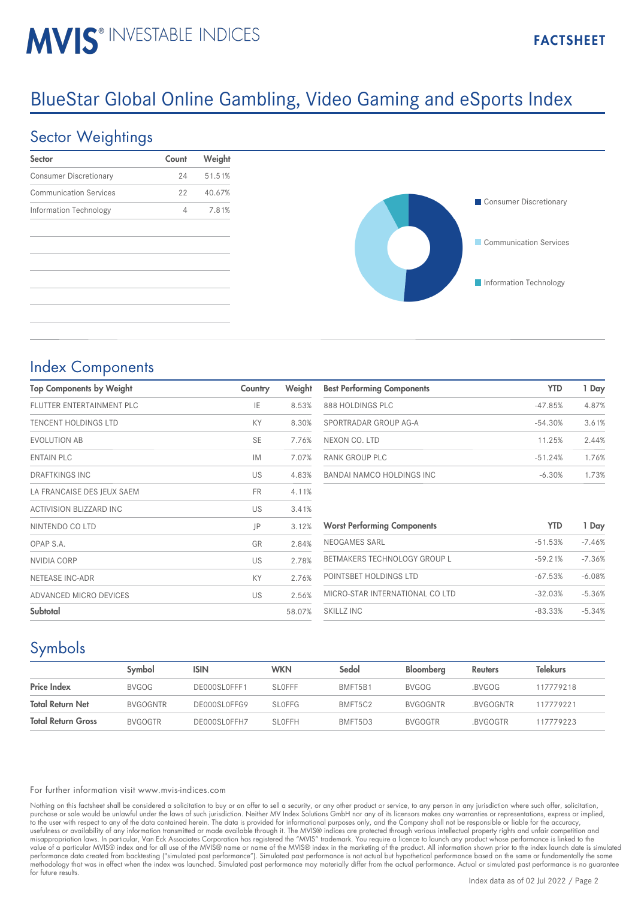# BlueStar Global Online Gambling, Video Gaming and eSports Index

## Sector Weightings

| Sector | Count | Weight |
|---|---|---|
| Consumer Discretionary | 24 | 51.51% |
| Communication Services | 22 | 40.67% |
| Information Technology | 4 | 7.81% |

Consumer Discretionary

Communication Services

Information Technology

## Index Components

| Top Components by Weight | Country | Weight |
|---|---|---|
| FLUTTER ENTERTAINMENT PLC | IE | 8.53% |
| TENCENT HOLDINGS LTD | KY | 8.30% |
| EVOLUTION AB | SE | 7.76% |
| ENTAIN PLC | IM | 7.07% |
| DRAFTKINGS INC | US | 4.83% |
| LA FRANCAISE DES JEUX SAEM | FR | 4.11% |
| ACTIVISION BLIZZARD INC | US | 3.41% |
| NINTENDO CO LTD | JP | 3.12% |
| OPAP S.A. | GR | 2.84% |
| NVIDIA CORP | US | 2.78% |
| NETEASE INC-ADR | KY | 2.76% |
| ADVANCED MICRO DEVICES | US | 2.56% |
| **Subtotal** | | 58.07% |

| Best Performing Components | YTD | 1 Day |
|---|---|---|
| 888 HOLDINGS PLC | -47.85% | 4.87% |
| SPORTRADAR GROUP AG-A | -54.30% | 3.61% |
| NEXON CO. LTD | 11.25% | 2.44% |
| RANK GROUP PLC | -51.24% | 1.76% |
| BANDAI NAMCO HOLDINGS INC | -6.30% | 1.73% |

| Worst Performing Components | YTD | 1 Day |
|---|---|---|
| NEOGAMES SARL | -51.53% | -7.46% |
| BETMAKERS TECHNOLOGY GROUP L | -59.21% | -7.36% |
| POINTSBET HOLDINGS LTD | -67.53% | -6.08% |
| MICRO-STAR INTERNATIONAL CO LTD | -32.03% | -5.36% |
| SKILLZ INC | -83.33% | -5.34% |

## Symbols

| | Symbol | ISIN | WKN | Sedol | Bloomberg | Reuters | Telekurs |
|---|---|---|---|---|---|---|---|
| **Price Index** | BVGOG | DE000SL0FFF1 | SL0FFF | BMFT5B1 | BVGOG | .BVGOG | 117779218 |
| **Total Return Net** | BVGOGNTR | DE000SL0FFG9 | SL0FFG | BMFT5C2 | BVGOGNTR | .BVGOGNTR | 117779221 |
| **Total Return Gross** | BVGOGTR | DE000SL0FFH7 | SL0FFH | BMFT5D3 | BVGOGTR | .BVGOGTR | 117779223 |

For further information visit www.mvis-indices.com

Nothing on this factsheet shall be considered a solicitation to buy or an offer to sell a security, or any other product or service, to any person in any jurisdiction where such offer, solicitation, purchase or sale would be unlawful under the laws of such jurisdiction. Neither MV Index Solutions GmbH nor any of its licensors makes any warranties or representations, express or implied, to the user with respect to any of the data contained herein. The data is provided for informational purposes only, and the Company shall not be responsible or liable for the accuracy, usefulness or availability of any information transmitted or made available through it. The MVIS® indices are protected through various intellectual property rights and unfair competition and misappropriation laws. In particular, Van Eck Associates Corporation has registered the "MVIS" trademark. You require a licence to launch any product whose performance is linked to the value of a particular MVIS® index and for all use of the MVIS® name or name of the MVIS® index in the marketing of the product. All information shown prior to the index launch date is simulated performance data created from backtesting ("simulated past performance"). Simulated past performance is not actual but hypothetical performance based on the same or fundamentally the same methodology that was in effect when the index was launched. Simulated past performance may materially differ from the actual performance. Actual or simulated past performance is no guarantee for future results.

Index data as of 02 Jul 2022